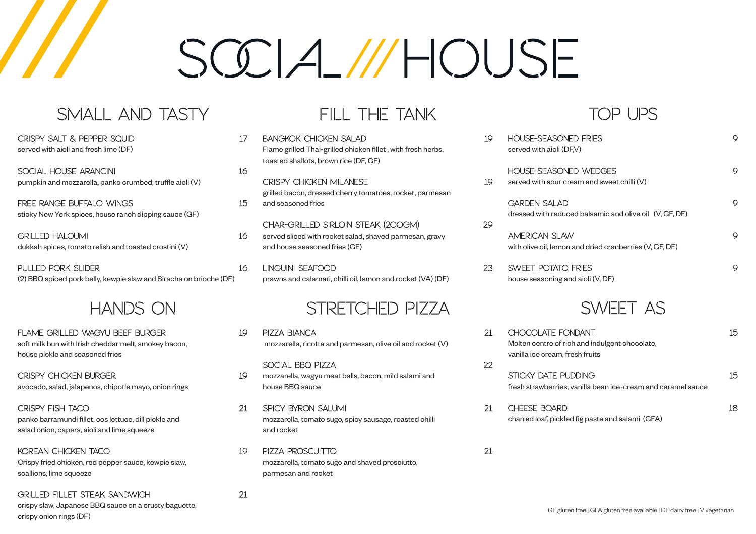# SOCIAL /// HOUSE

## SMALL AND TASTY

**CRISPY SALT & PEPPER SQUID** — 17
served with aioli and fresh lime (DF)

**SOCIAL HOUSE ARANCINI** — 16
pumpkin and mozzarella, panko crumbed, truffle aioli (V)

**FREE RANGE BUFFALO WINGS** — 15
sticky New York spices, house ranch dipping sauce (GF)

**GRILLED HALOUMI** — 16
dukkah spices, tomato relish and toasted crostini (V)

**PULLED PORK SLIDER** — 16
(2) BBQ spiced pork belly, kewpie slaw and Siracha on brioche (DF)

## HANDS ON

**FLAME GRILLED WAGYU BEEF BURGER** — 19
soft milk bun with Irish cheddar melt, smokey bacon, house pickle and seasoned fries

**CRISPY CHICKEN BURGER** — 19
avocado, salad, jalapenos, chipotle mayo, onion rings

**CRISPY FISH TACO** — 21
panko barramundi fillet, cos lettuce, dill pickle and salad onion, capers, aioli and lime squeeze

**KOREAN CHICKEN TACO** — 19
Crispy fried chicken, red pepper sauce, kewpie slaw, scallions, lime squeeze

**GRILLED FILLET STEAK SANDWICH** — 21
crispy slaw, Japanese BBQ sauce on a crusty baguette, crispy onion rings (DF)

## FILL THE TANK

**BANGKOK CHICKEN SALAD** — 19
Flame grilled Thai-grilled chicken fillet , with fresh herbs, toasted shallots, brown rice (DF, GF)

**CRISPY CHICKEN MILANESE** — 19
grilled bacon, dressed cherry tomatoes, rocket, parmesan and seasoned fries

**CHAR-GRILLED SIRLOIN STEAK (200GM)** — 29
served sliced with rocket salad, shaved parmesan, gravy and house seasoned fries (GF)

**LINGUINI SEAFOOD** — 23
prawns and calamari, chilli oil, lemon and rocket (VA) (DF)

## STRETCHED PIZZA

**PIZZA BIANCA** — 21
mozzarella, ricotta and parmesan, olive oil and rocket (V)

**SOCIAL BBQ PIZZA** — 22
mozzarella, wagyu meat balls, bacon, mild salami and house BBQ sauce

**SPICY BYRON SALUMI** — 21
mozzarella, tomato sugo, spicy sausage, roasted chilli and rocket

**PIZZA PROSCIUTTO** — 21
mozzarella, tomato sugo and shaved prosciutto, parmesan and rocket

## TOP UPS

**HOUSE-SEASONED FRIES** — 9
served with aioli (DF,V)

**HOUSE-SEASONED WEDGES** — 9
served with sour cream and sweet chilli (V)

**GARDEN SALAD** — 9
dressed with reduced balsamic and olive oil (V, GF, DF)

**AMERICAN SLAW** — 9
with olive oil, lemon and dried cranberries (V, GF, DF)

**SWEET POTATO FRIES** — 9
house seasoning and aioli (V, DF)

## SWEET AS

**CHOCOLATE FONDANT** — 15
Molten centre of rich and indulgent chocolate, vanilla ice cream, fresh fruits

**STICKY DATE PUDDING** — 15
fresh strawberries, vanilla bean ice-cream and caramel sauce

**CHEESE BOARD** — 18
charred loaf, pickled fig paste and salami (GFA)

GF gluten free | GFA gluten free available | DF dairy free | V vegetarian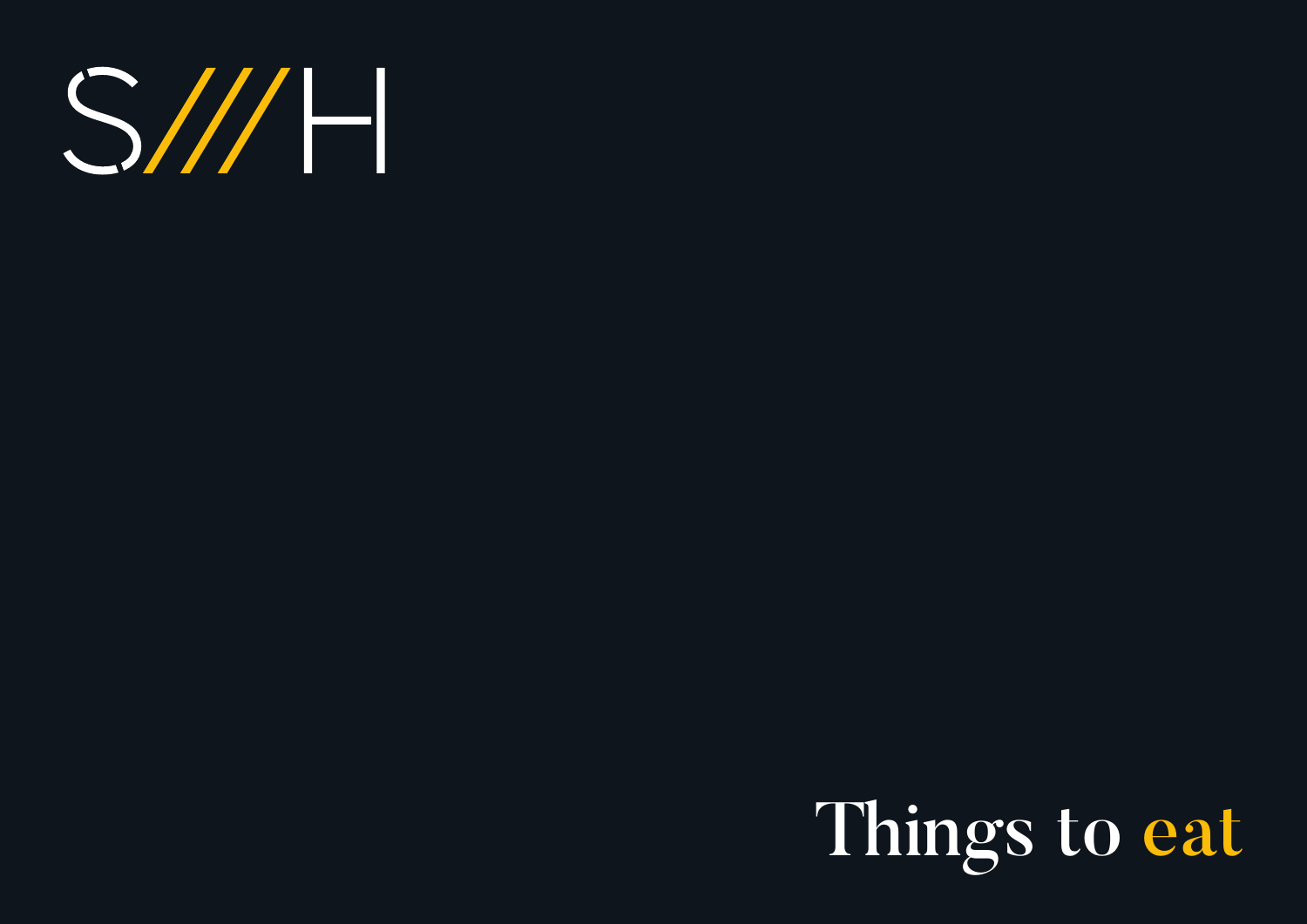S///H

# Things to eat